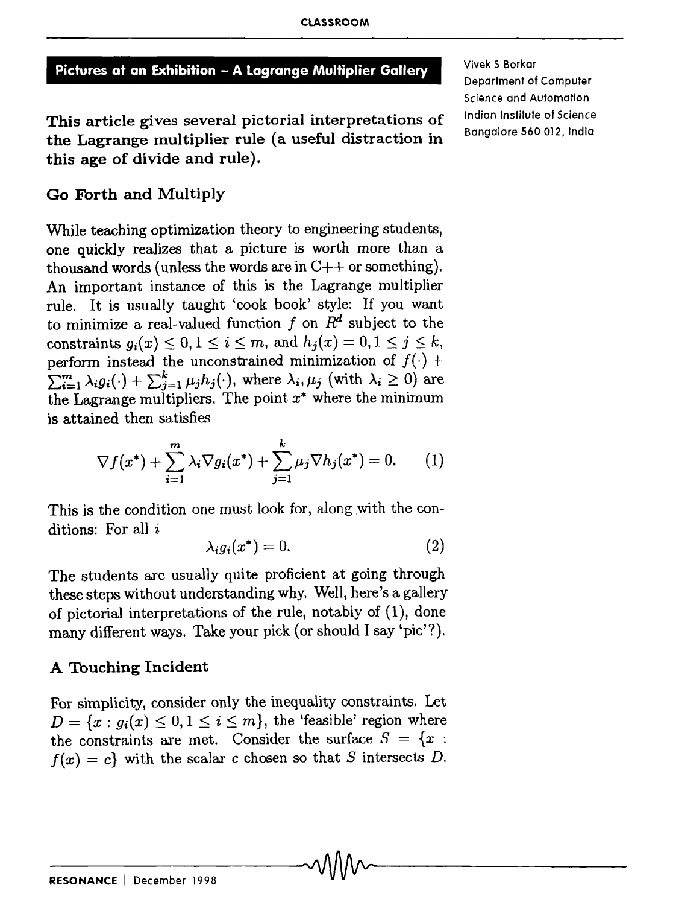# Pictures at an Exhibition – A Lagrange Multiplier Gallery

Vivek S Borkar
Department of Computer Science and Automation
Indian Institute of Science
Bangalore 560 012, India

**This article gives several pictorial interpretations of the Lagrange multiplier rule (a useful distraction in this age of divide and rule).**

## Go Forth and Multiply

While teaching optimization theory to engineering students, one quickly realizes that a picture is worth more than a thousand words (unless the words are in C++ or something). An important instance of this is the Lagrange multiplier rule. It is usually taught 'cook book' style: If you want to minimize a real-valued function $f$ on $R^d$ subject to the constraints $g_i(x) \leq 0, 1 \leq i \leq m$, and $h_j(x) = 0, 1 \leq j \leq k$, perform instead the unconstrained minimization of $f(\cdot) + \sum_{i=1}^{m} \lambda_i g_i(\cdot) + \sum_{j=1}^{k} \mu_j h_j(\cdot)$, where $\lambda_i, \mu_j$ (with $\lambda_i \geq 0$) are the Lagrange multipliers. The point $x^*$ where the minimum is attained then satisfies

$$\nabla f(x^*) + \sum_{i=1}^{m} \lambda_i \nabla g_i(x^*) + \sum_{j=1}^{k} \mu_j \nabla h_j(x^*) = 0. \qquad (1)$$

This is the condition one must look for, along with the conditions: For all $i$

$$\lambda_i g_i(x^*) = 0. \qquad (2)$$

The students are usually quite proficient at going through these steps without understanding why. Well, here's a gallery of pictorial interpretations of the rule, notably of (1), done many different ways. Take your pick (or should I say 'pic'?).

## A Touching Incident

For simplicity, consider only the inequality constraints. Let $D = \{x : g_i(x) \leq 0, 1 \leq i \leq m\}$, the 'feasible' region where the constraints are met. Consider the surface $S = \{x : f(x) = c\}$ with the scalar $c$ chosen so that $S$ intersects $D$.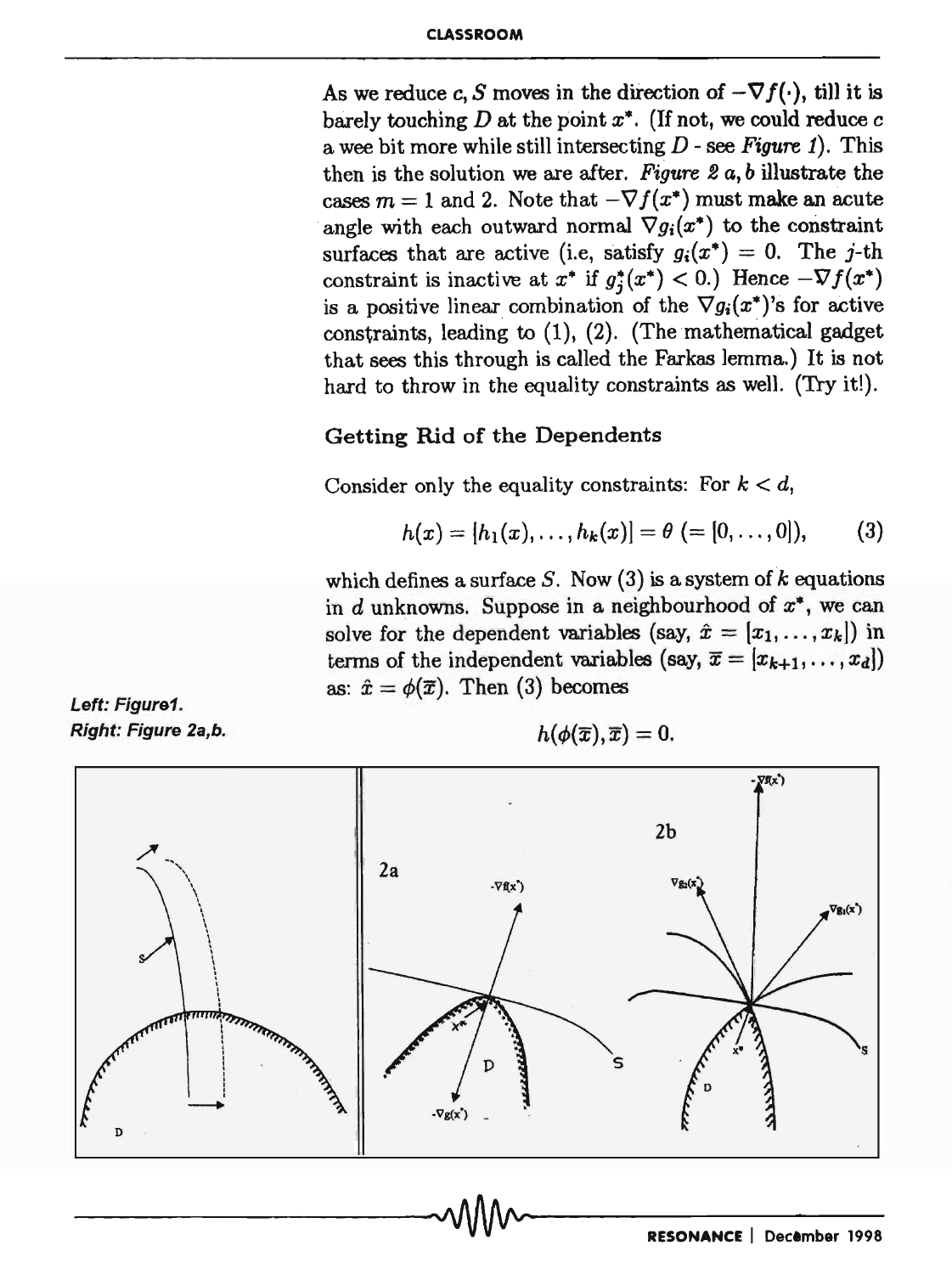As we reduce $c$, $S$ moves in the direction of $-\nabla f(\cdot)$, till it is barely touching $D$ at the point $x^*$. (If not, we could reduce $c$ a wee bit more while still intersecting $D$ - see *Figure 1*). This then is the solution we are after. *Figure 2 a, b* illustrate the cases $m = 1$ and 2. Note that $-\nabla f(x^*)$ must make an acute angle with each outward normal $\nabla g_i(x^*)$ to the constraint surfaces that are active (i.e, satisfy $g_i(x^*) = 0$. The $j$-th constraint is inactive at $x^*$ if $g_j^*(x^*) < 0$.) Hence $-\nabla f(x^*)$ is a positive linear combination of the $\nabla g_i(x^*)$'s for active constraints, leading to (1), (2). (The mathematical gadget that sees this through is called the Farkas lemma.) It is not hard to throw in the equality constraints as well. (Try it!).

### Getting Rid of the Dependents

Consider only the equality constraints: For $k < d$,

$$h(x) = [h_1(x), \ldots, h_k(x)] = \theta \; (= [0, \ldots, 0]), \qquad (3)$$

which defines a surface $S$. Now (3) is a system of $k$ equations in $d$ unknowns. Suppose in a neighbourhood of $x^*$, we can solve for the dependent variables (say, $\hat{x} = [x_1, \ldots, x_k]$) in terms of the independent variables (say, $\overline{x} = [x_{k+1}, \ldots, x_d]$) as: $\hat{x} = \phi(\overline{x})$. Then (3) becomes

$$h(\phi(\overline{x}), \overline{x}) = 0.$$

*Left: Figure1.*
*Right: Figure 2a,b.*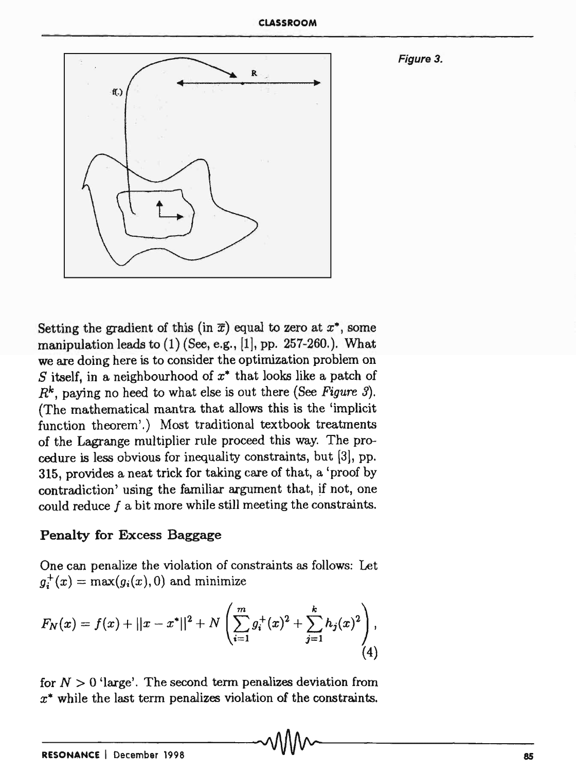Figure 3.

Setting the gradient of this (in $\bar{x}$) equal to zero at $x^*$, some manipulation leads to (1) (See, e.g., [1], pp. 257-260.). What we are doing here is to consider the optimization problem on $S$ itself, in a neighbourhood of $x^*$ that looks like a patch of $R^k$, paying no heed to what else is out there (See *Figure 3*). (The mathematical mantra that allows this is the 'implicit function theorem'.) Most traditional textbook treatments of the Lagrange multiplier rule proceed this way. The procedure is less obvious for inequality constraints, but [3], pp. 315, provides a neat trick for taking care of that, a 'proof by contradiction' using the familiar argument that, if not, one could reduce $f$ a bit more while still meeting the constraints.

## Penalty for Excess Baggage

One can penalize the violation of constraints as follows: Let $g_i^+(x) = \max(g_i(x), 0)$ and minimize

$$F_N(x) = f(x) + ||x - x^*||^2 + N\left(\sum_{i=1}^{m} g_i^+(x)^2 + \sum_{j=1}^{k} h_j(x)^2\right), \tag{4}$$

for $N > 0$ 'large'. The second term penalizes deviation from $x^*$ while the last term penalizes violation of the constraints.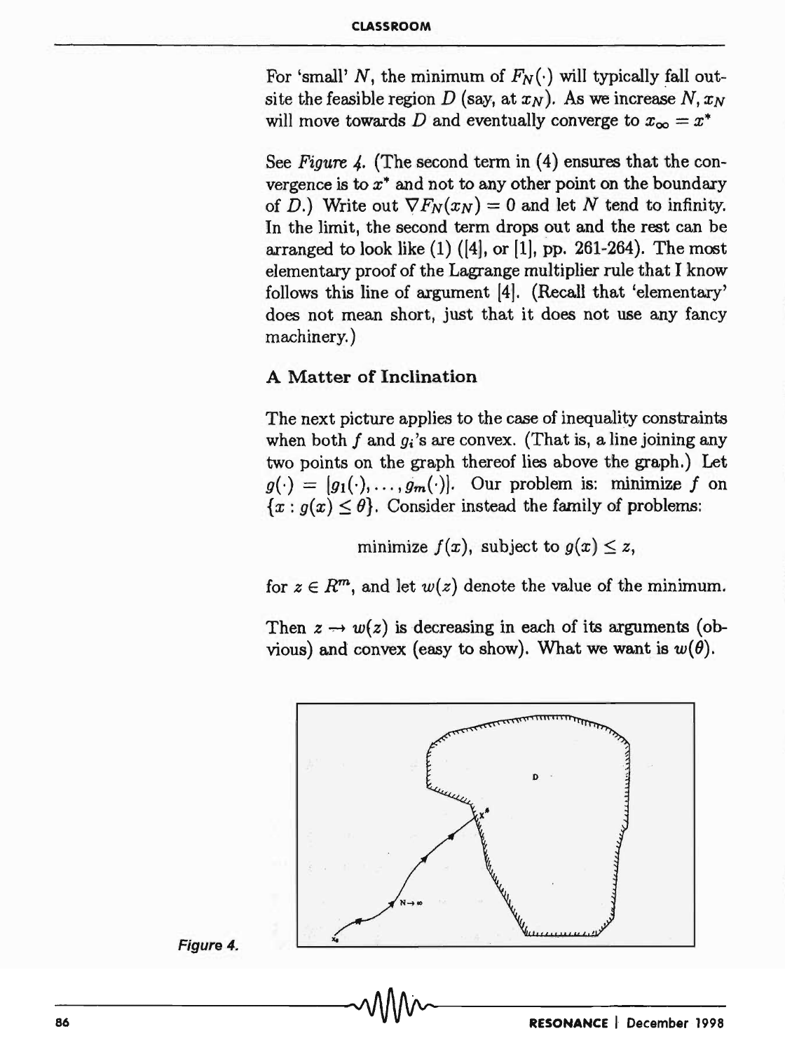For 'small' $N$, the minimum of $F_N(\cdot)$ will typically fall outside the feasible region $D$ (say, at $x_N$). As we increase $N$, $x_N$ will move towards $D$ and eventually converge to $x_\infty = x^*$

See *Figure 4*. (The second term in (4) ensures that the convergence is to $x^*$ and not to any other point on the boundary of $D$.) Write out $\nabla F_N(x_N) = 0$ and let $N$ tend to infinity. In the limit, the second term drops out and the rest can be arranged to look like (1) ([4], or [1], pp. 261-264). The most elementary proof of the Lagrange multiplier rule that I know follows this line of argument [4]. (Recall that 'elementary' does not mean short, just that it does not use any fancy machinery.)

## A Matter of Inclination

The next picture applies to the case of inequality constraints when both $f$ and $g_i$'s are convex. (That is, a line joining any two points on the graph thereof lies above the graph.) Let $g(\cdot) = [g_1(\cdot), \ldots, g_m(\cdot)]$. Our problem is: minimize $f$ on $\{x : g(x) \leq \theta\}$. Consider instead the family of problems:

$$\text{minimize } f(x), \text{ subject to } g(x) \leq z,$$

for $z \in R^m$, and let $w(z)$ denote the value of the minimum.

Then $z \rightarrow w(z)$ is decreasing in each of its arguments (obvious) and convex (easy to show). What we want is $w(\theta)$.

Figure 4.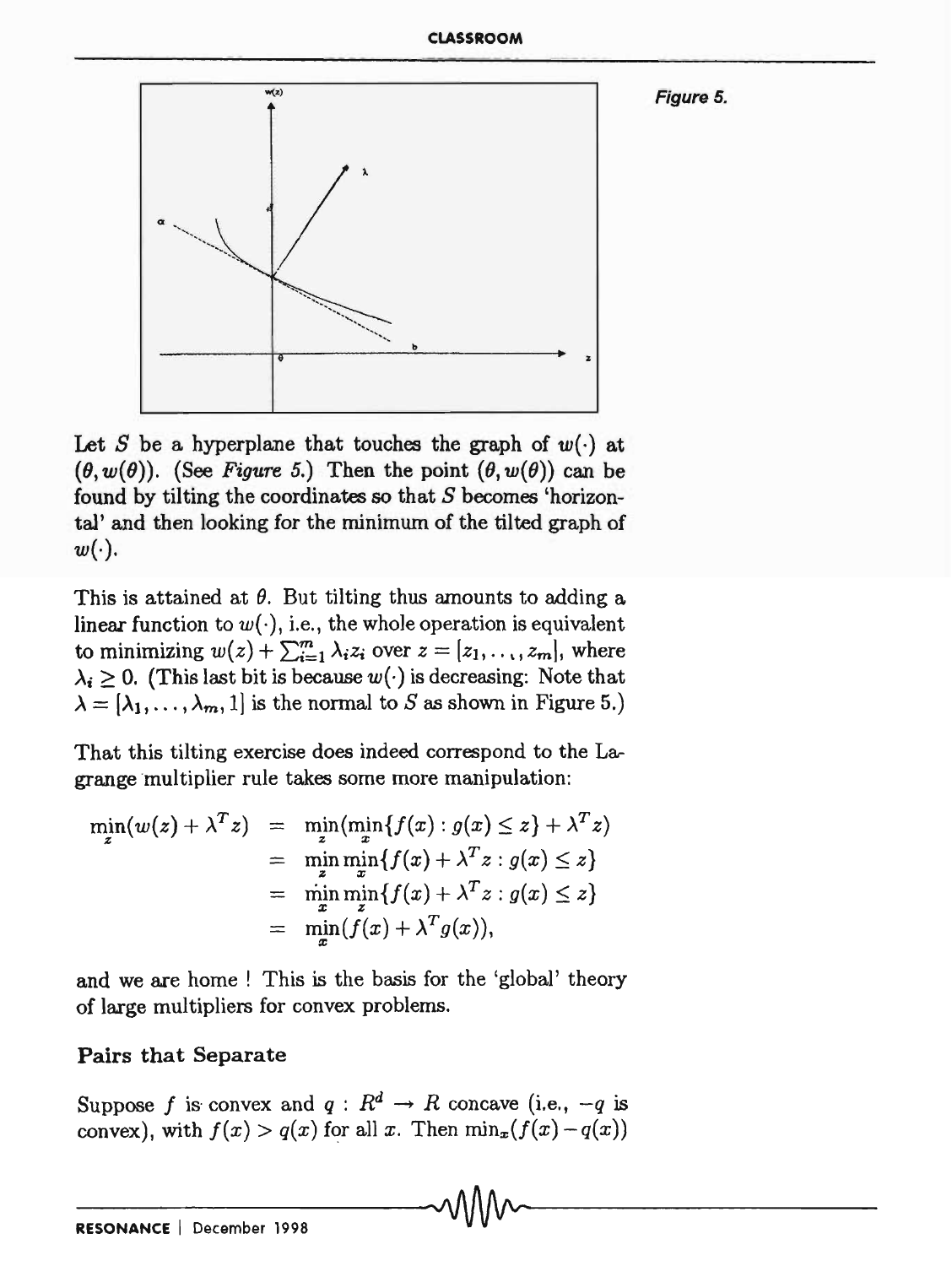Figure 5.

Let $S$ be a hyperplane that touches the graph of $w(\cdot)$ at $(\theta, w(\theta))$. (See *Figure 5.*) Then the point $(\theta, w(\theta))$ can be found by tilting the coordinates so that $S$ becomes 'horizontal' and then looking for the minimum of the tilted graph of $w(\cdot)$.

This is attained at $\theta$. But tilting thus amounts to adding a linear function to $w(\cdot)$, i.e., the whole operation is equivalent to minimizing $w(z) + \sum_{i=1}^{m} \lambda_i z_i$ over $z = [z_1, \ldots, z_m]$, where $\lambda_i \geq 0$. (This last bit is because $w(\cdot)$ is decreasing: Note that $\lambda = [\lambda_1, \ldots, \lambda_m, 1]$ is the normal to $S$ as shown in Figure 5.)

That this tilting exercise does indeed correspond to the Lagrange multiplier rule takes some more manipulation:

$$
\begin{aligned}
\min_z (w(z) + \lambda^T z) &= \min_z (\min_x \{f(x) : g(x) \leq z\} + \lambda^T z) \\
&= \min_z \min_x \{f(x) + \lambda^T z : g(x) \leq z\} \\
&= \min_x \min_z \{f(x) + \lambda^T z : g(x) \leq z\} \\
&= \min_x (f(x) + \lambda^T g(x)),
\end{aligned}
$$

and we are home ! This is the basis for the 'global' theory of large multipliers for convex problems.

### Pairs that Separate

Suppose $f$ is convex and $q : R^d \rightarrow R$ concave (i.e., $-q$ is convex), with $f(x) > q(x)$ for all $x$. Then $\min_x (f(x) - q(x))$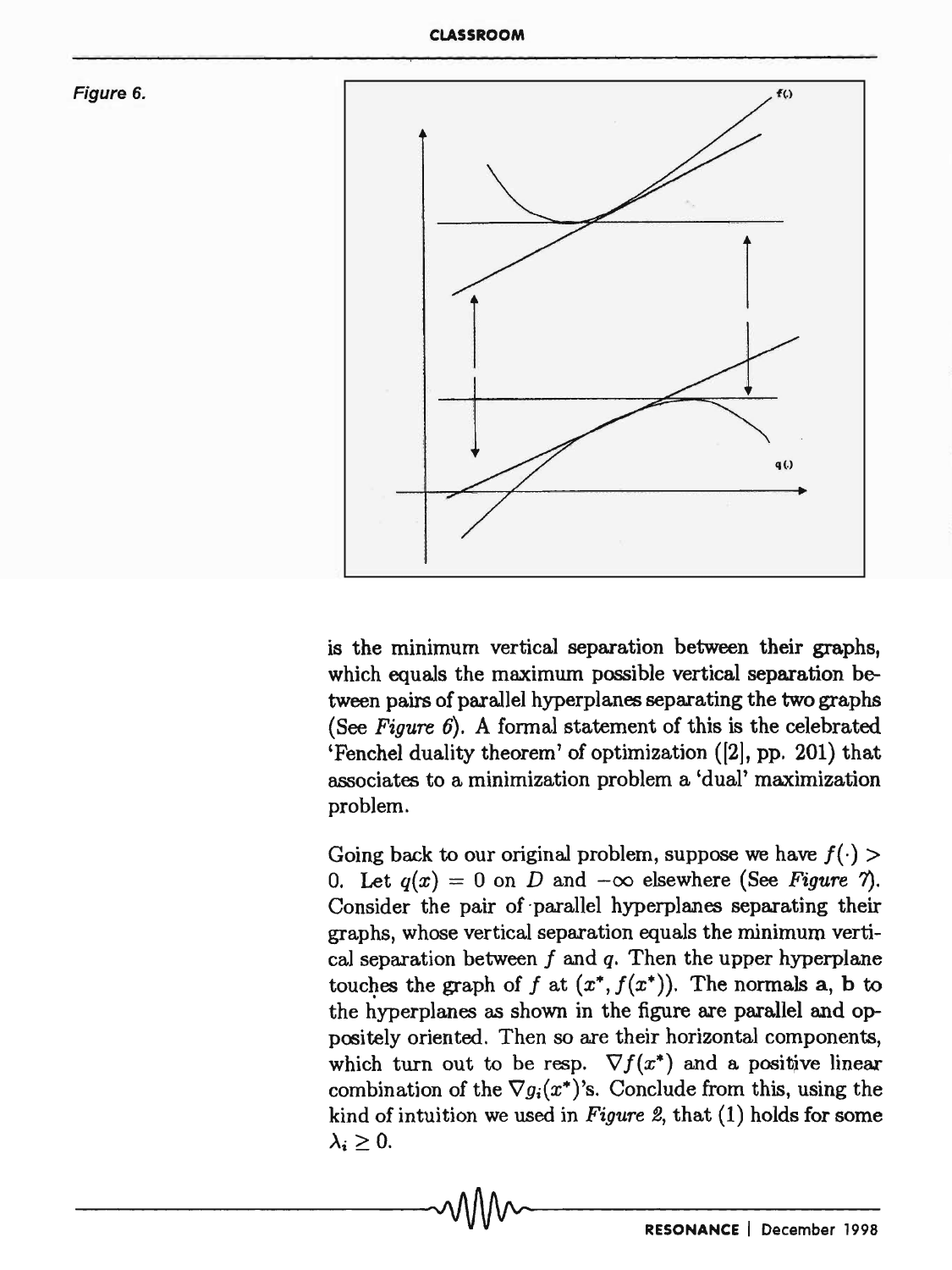Figure 6.

is the minimum vertical separation between their graphs, which equals the maximum possible vertical separation between pairs of parallel hyperplanes separating the two graphs (See *Figure 6*). A formal statement of this is the celebrated 'Fenchel duality theorem' of optimization ([2], pp. 201) that associates to a minimization problem a 'dual' maximization problem.

Going back to our original problem, suppose we have $f(\cdot) > 0$. Let $q(x) = 0$ on $D$ and $-\infty$ elsewhere (See *Figure 7*). Consider the pair of parallel hyperplanes separating their graphs, whose vertical separation equals the minimum vertical separation between $f$ and $q$. Then the upper hyperplane touches the graph of $f$ at $(x^*, f(x^*))$. The normals **a**, **b** to the hyperplanes as shown in the figure are parallel and oppositely oriented. Then so are their horizontal components, which turn out to be resp. $\nabla f(x^*)$ and a positive linear combination of the $\nabla g_i(x^*)$'s. Conclude from this, using the kind of intuition we used in *Figure 2*, that (1) holds for some $\lambda_i \geq 0$.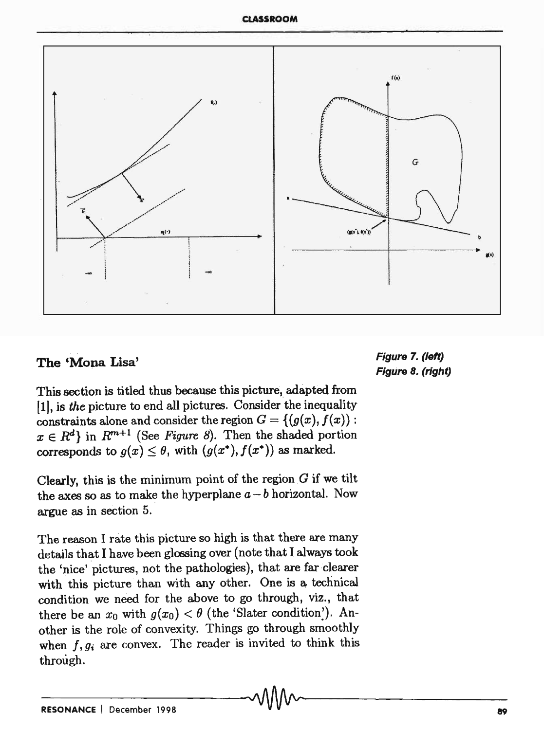Figure 7. (left)
Figure 8. (right)

## The 'Mona Lisa'

This section is titled thus because this picture, adapted from [1], is *the* picture to end all pictures. Consider the inequality constraints alone and consider the region $G = \{(g(x), f(x)) : x \in R^d\}$ in $R^{m+1}$ (See *Figure 8*). Then the shaded portion corresponds to $g(x) \leq \theta$, with $(g(x^*), f(x^*))$ as marked.

Clearly, this is the minimum point of the region $G$ if we tilt the axes so as to make the hyperplane $a - b$ horizontal. Now argue as in section 5.

The reason I rate this picture so high is that there are many details that I have been glossing over (note that I always took the 'nice' pictures, not the pathologies), that are far clearer with this picture than with any other. One is a technical condition we need for the above to go through, viz., that there be an $x_0$ with $g(x_0) < \theta$ (the 'Slater condition'). Another is the role of convexity. Things go through smoothly when $f, g_i$ are convex. The reader is invited to think this through.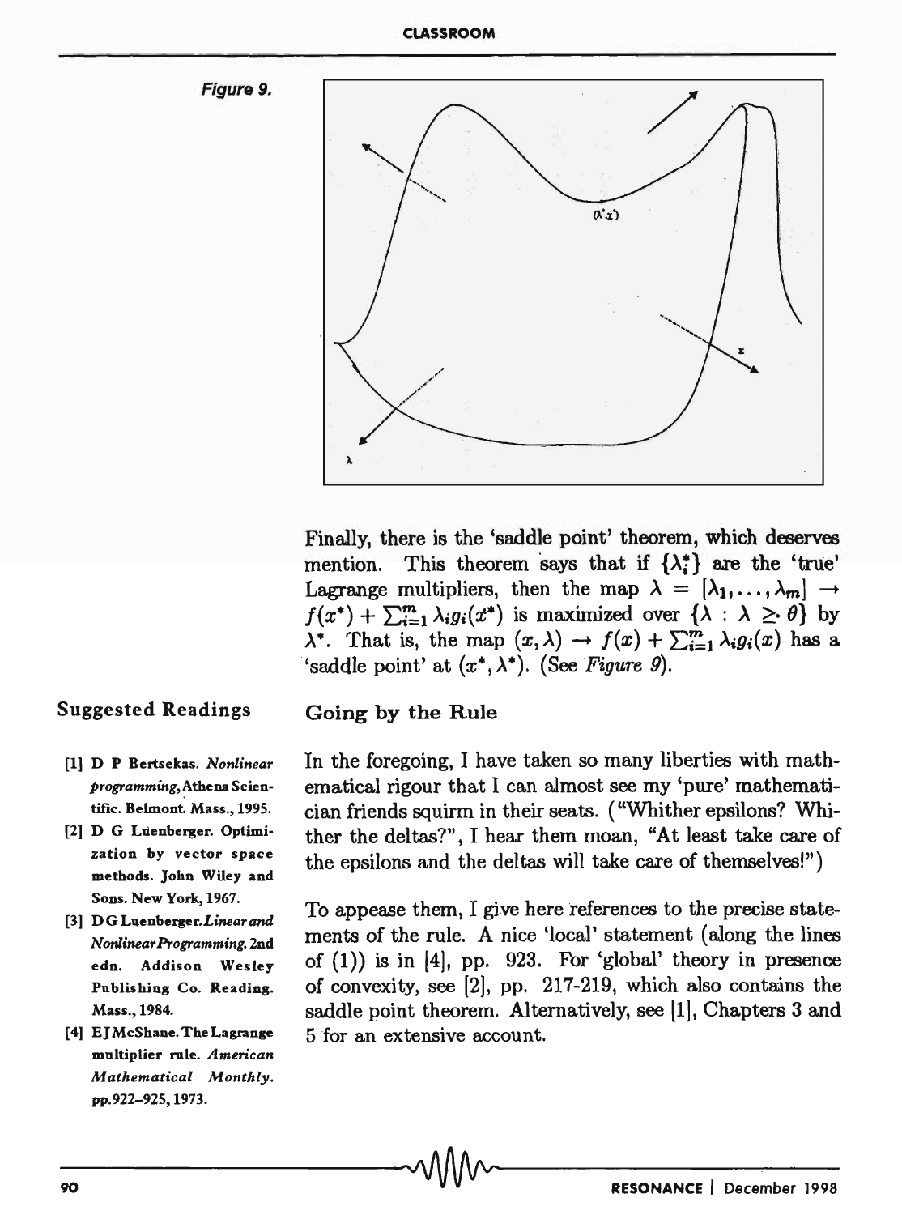Figure 9.

(λ*,x*)

x

λ

Finally, there is the 'saddle point' theorem, which deserves mention. This theorem says that if $\{\lambda_i^*\}$ are the 'true' Lagrange multipliers, then the map $\lambda = [\lambda_1, \ldots, \lambda_m] \rightarrow f(x^*) + \sum_{i=1}^m \lambda_i g_i(x^*)$ is maximized over $\{\lambda : \lambda \geq \theta\}$ by $\lambda^*$. That is, the map $(x, \lambda) \rightarrow f(x) + \sum_{i=1}^m \lambda_i g_i(x)$ has a 'saddle point' at $(x^*, \lambda^*)$. (See *Figure 9*).

## Going by the Rule

In the foregoing, I have taken so many liberties with mathematical rigour that I can almost see my 'pure' mathematician friends squirm in their seats. ("Whither epsilons? Whither the deltas?", I hear them moan, "At least take care of the epsilons and the deltas will take care of themselves!")

To appease them, I give here references to the precise statements of the rule. A nice 'local' statement (along the lines of (1)) is in [4], pp. 923. For 'global' theory in presence of convexity, see [2], pp. 217-219, which also contains the saddle point theorem. Alternatively, see [1], Chapters 3 and 5 for an extensive account.

## Suggested Readings

[1] D P Bertsekas. *Nonlinear programming*, Athena Scientific. Belmont. Mass., 1995.

[2] D G Luenberger. Optimization by vector space methods. John Wiley and Sons. New York, 1967.

[3] D G Luenberger. *Linear and Nonlinear Programming*. 2nd edn. Addison Wesley Publishing Co. Reading. Mass., 1984.

[4] E J McShane. The Lagrange multiplier rule. *American Mathematical Monthly*. pp.922–925, 1973.